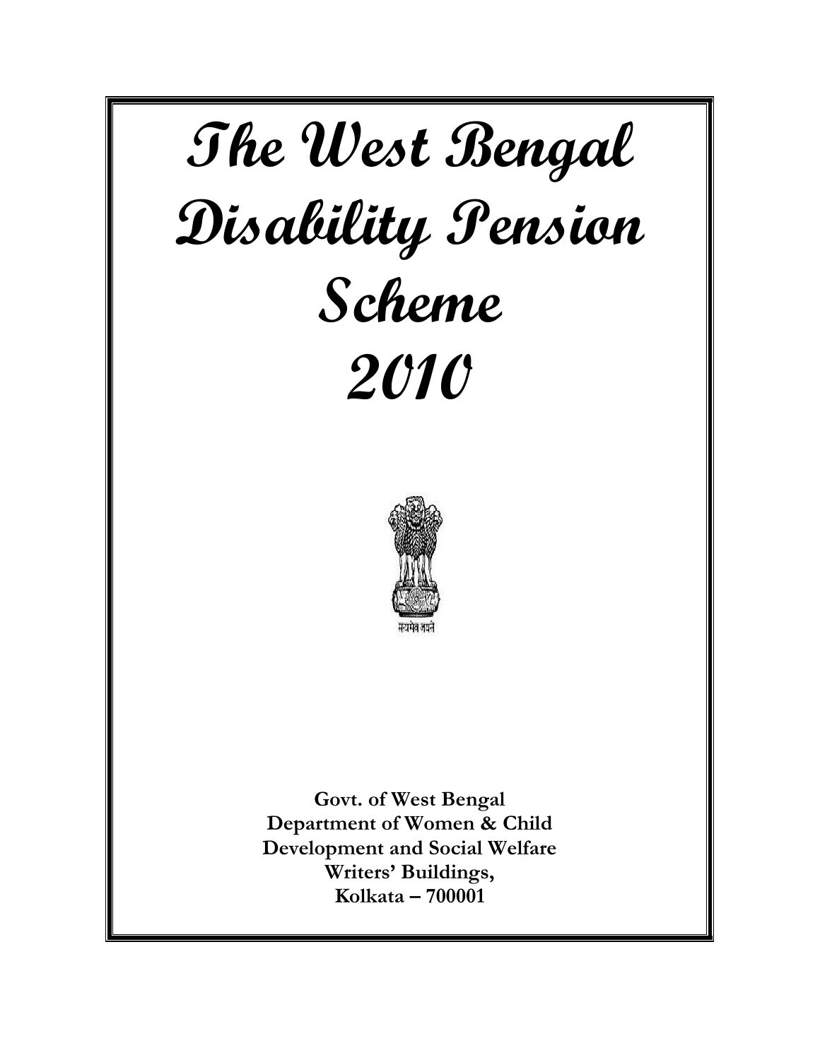# The West Bengal Disability Pension Scheme 2010

सत्यमेव जयते

**Govt. of West Bengal**
**Department of Women & Child Development and Social Welfare**
**Writers' Buildings,**
**Kolkata – 700001**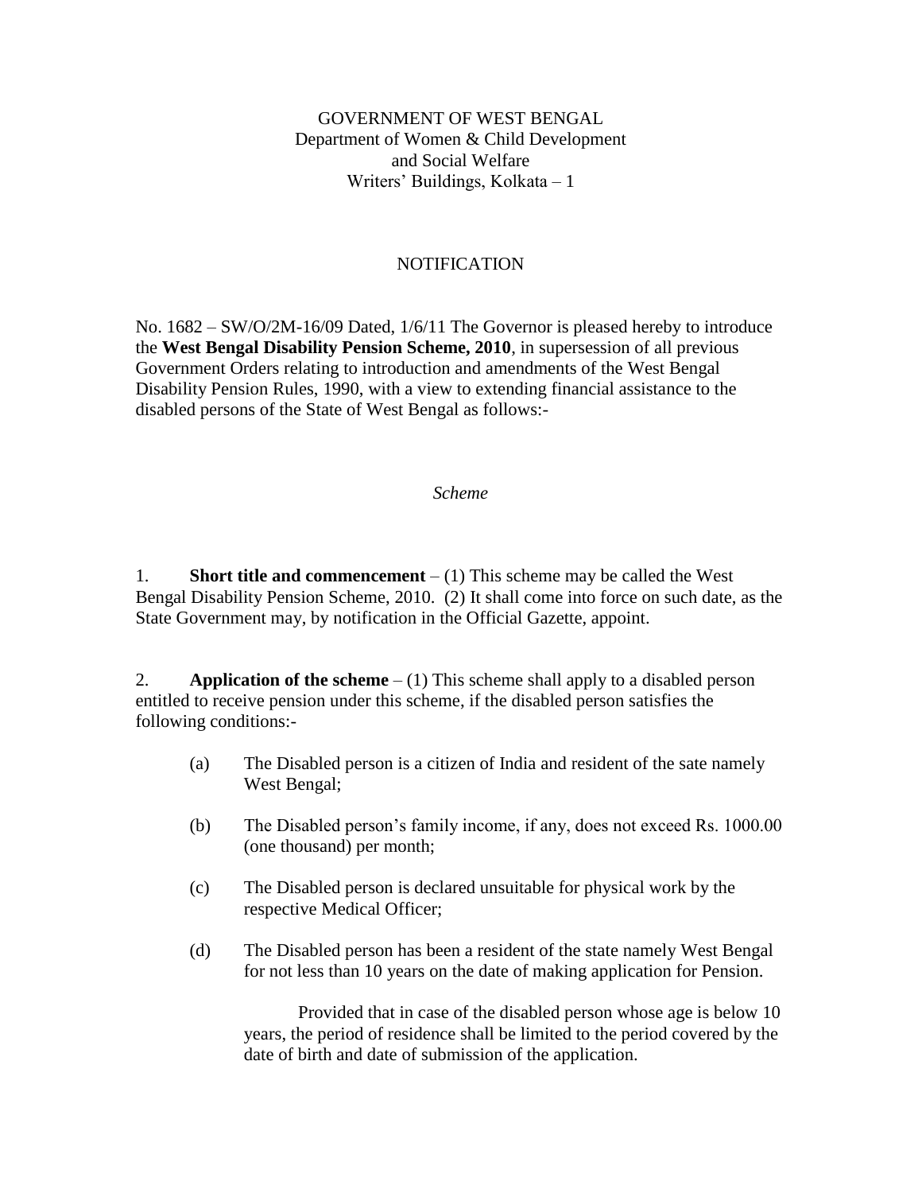GOVERNMENT OF WEST BENGAL
Department of Women & Child Development
and Social Welfare
Writers' Buildings, Kolkata – 1

NOTIFICATION

No. 1682 – SW/O/2M-16/09 Dated, 1/6/11 The Governor is pleased hereby to introduce the **West Bengal Disability Pension Scheme, 2010**, in supersession of all previous Government Orders relating to introduction and amendments of the West Bengal Disability Pension Rules, 1990, with a view to extending financial assistance to the disabled persons of the State of West Bengal as follows:-

*Scheme*

1. **Short title and commencement** – (1) This scheme may be called the West Bengal Disability Pension Scheme, 2010. (2) It shall come into force on such date, as the State Government may, by notification in the Official Gazette, appoint.

2. **Application of the scheme** – (1) This scheme shall apply to a disabled person entitled to receive pension under this scheme, if the disabled person satisfies the following conditions:-

   (a) The Disabled person is a citizen of India and resident of the sate namely West Bengal;

   (b) The Disabled person's family income, if any, does not exceed Rs. 1000.00 (one thousand) per month;

   (c) The Disabled person is declared unsuitable for physical work by the respective Medical Officer;

   (d) The Disabled person has been a resident of the state namely West Bengal for not less than 10 years on the date of making application for Pension.

   Provided that in case of the disabled person whose age is below 10 years, the period of residence shall be limited to the period covered by the date of birth and date of submission of the application.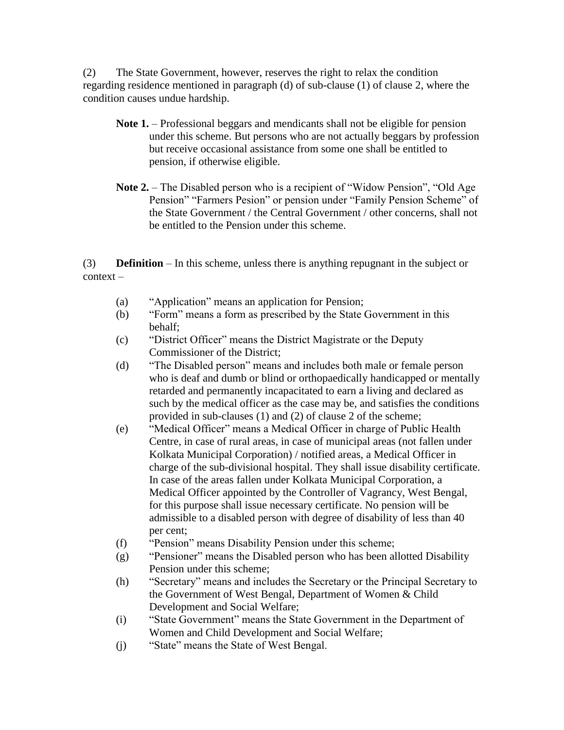(2) The State Government, however, reserves the right to relax the condition regarding residence mentioned in paragraph (d) of sub-clause (1) of clause 2, where the condition causes undue hardship.

> **Note 1.** – Professional beggars and mendicants shall not be eligible for pension under this scheme. But persons who are not actually beggars by profession but receive occasional assistance from some one shall be entitled to pension, if otherwise eligible.

> **Note 2.** – The Disabled person who is a recipient of "Widow Pension", "Old Age Pension" "Farmers Pesion" or pension under "Family Pension Scheme" of the State Government / the Central Government / other concerns, shall not be entitled to the Pension under this scheme.

(3) **Definition** – In this scheme, unless there is anything repugnant in the subject or context –

- (a) "Application" means an application for Pension;
- (b) "Form" means a form as prescribed by the State Government in this behalf;
- (c) "District Officer" means the District Magistrate or the Deputy Commissioner of the District;
- (d) "The Disabled person" means and includes both male or female person who is deaf and dumb or blind or orthopaedically handicapped or mentally retarded and permanently incapacitated to earn a living and declared as such by the medical officer as the case may be, and satisfies the conditions provided in sub-clauses (1) and (2) of clause 2 of the scheme;
- (e) "Medical Officer" means a Medical Officer in charge of Public Health Centre, in case of rural areas, in case of municipal areas (not fallen under Kolkata Municipal Corporation) / notified areas, a Medical Officer in charge of the sub-divisional hospital. They shall issue disability certificate. In case of the areas fallen under Kolkata Municipal Corporation, a Medical Officer appointed by the Controller of Vagrancy, West Bengal, for this purpose shall issue necessary certificate. No pension will be admissible to a disabled person with degree of disability of less than 40 per cent;
- (f) "Pension" means Disability Pension under this scheme;
- (g) "Pensioner" means the Disabled person who has been allotted Disability Pension under this scheme;
- (h) "Secretary" means and includes the Secretary or the Principal Secretary to the Government of West Bengal, Department of Women & Child Development and Social Welfare;
- (i) "State Government" means the State Government in the Department of Women and Child Development and Social Welfare;
- (j) "State" means the State of West Bengal.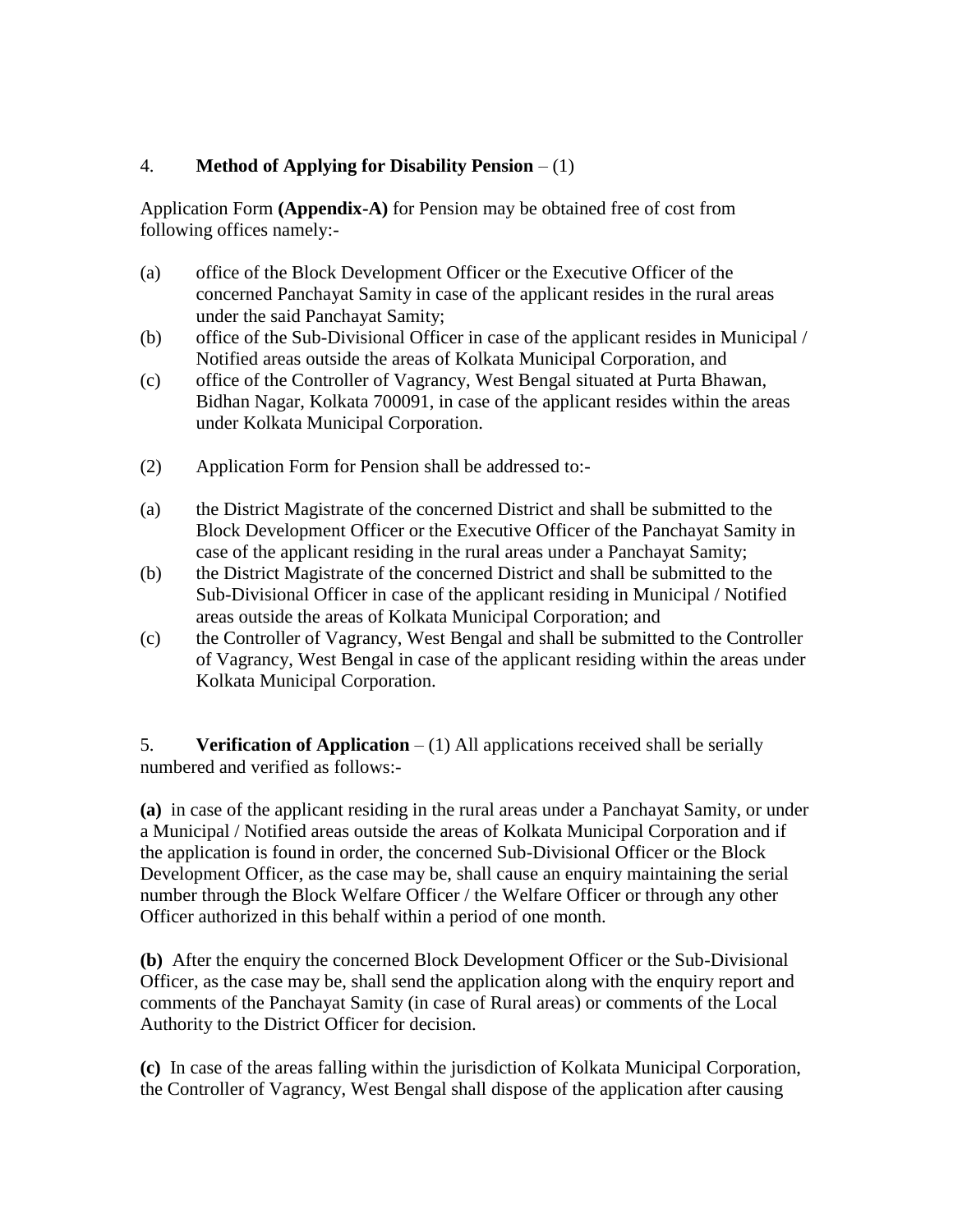4. **Method of Applying for Disability Pension** – (1)

Application Form **(Appendix-A)** for Pension may be obtained free of cost from following offices namely:-

(a) office of the Block Development Officer or the Executive Officer of the concerned Panchayat Samity in case of the applicant resides in the rural areas under the said Panchayat Samity;

(b) office of the Sub-Divisional Officer in case of the applicant resides in Municipal / Notified areas outside the areas of Kolkata Municipal Corporation, and

(c) office of the Controller of Vagrancy, West Bengal situated at Purta Bhawan, Bidhan Nagar, Kolkata 700091, in case of the applicant resides within the areas under Kolkata Municipal Corporation.

(2) Application Form for Pension shall be addressed to:-

(a) the District Magistrate of the concerned District and shall be submitted to the Block Development Officer or the Executive Officer of the Panchayat Samity in case of the applicant residing in the rural areas under a Panchayat Samity;

(b) the District Magistrate of the concerned District and shall be submitted to the Sub-Divisional Officer in case of the applicant residing in Municipal / Notified areas outside the areas of Kolkata Municipal Corporation; and

(c) the Controller of Vagrancy, West Bengal and shall be submitted to the Controller of Vagrancy, West Bengal in case of the applicant residing within the areas under Kolkata Municipal Corporation.

5. **Verification of Application** – (1) All applications received shall be serially numbered and verified as follows:-

**(a)** in case of the applicant residing in the rural areas under a Panchayat Samity, or under a Municipal / Notified areas outside the areas of Kolkata Municipal Corporation and if the application is found in order, the concerned Sub-Divisional Officer or the Block Development Officer, as the case may be, shall cause an enquiry maintaining the serial number through the Block Welfare Officer / the Welfare Officer or through any other Officer authorized in this behalf within a period of one month.

**(b)** After the enquiry the concerned Block Development Officer or the Sub-Divisional Officer, as the case may be, shall send the application along with the enquiry report and comments of the Panchayat Samity (in case of Rural areas) or comments of the Local Authority to the District Officer for decision.

**(c)** In case of the areas falling within the jurisdiction of Kolkata Municipal Corporation, the Controller of Vagrancy, West Bengal shall dispose of the application after causing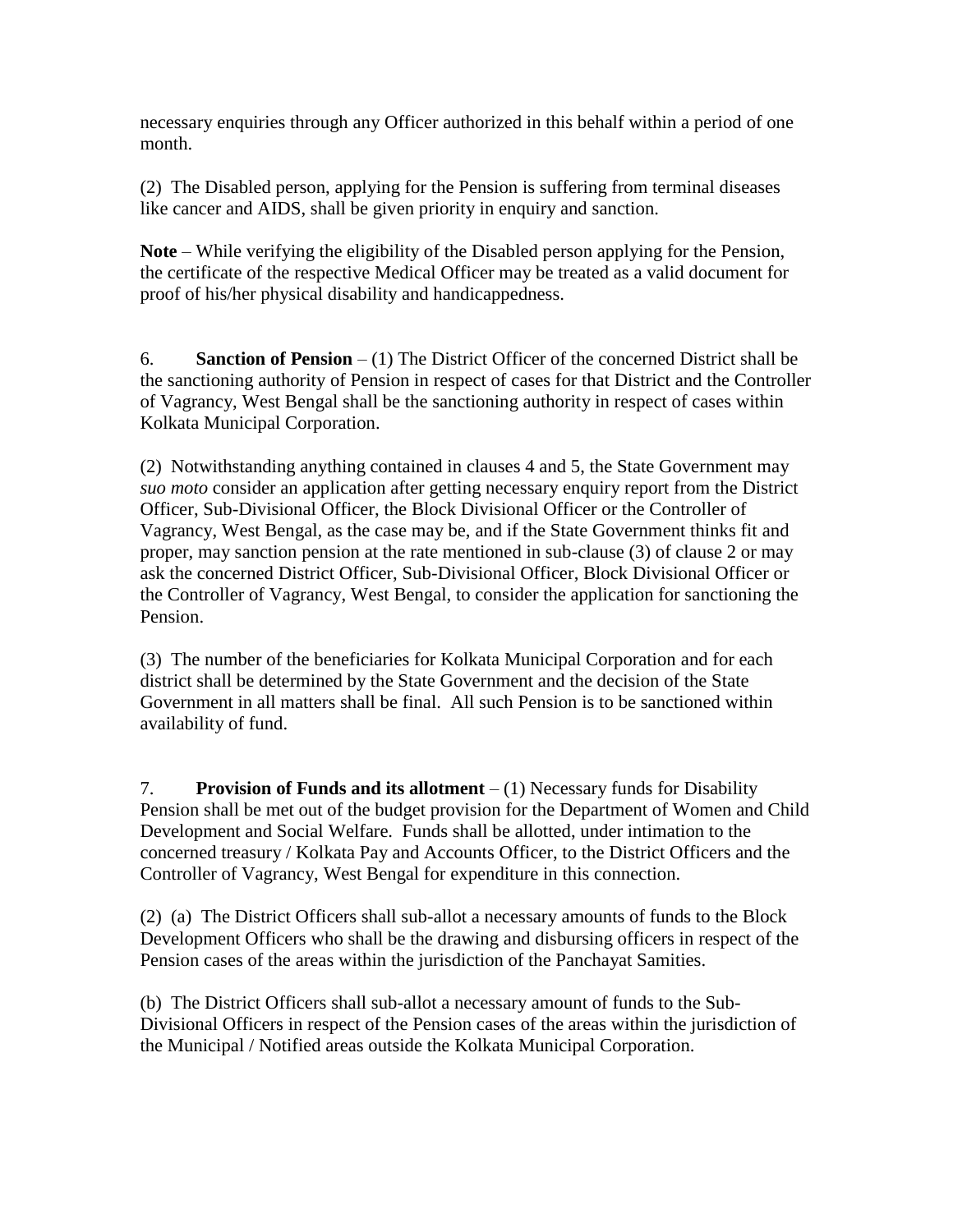necessary enquiries through any Officer authorized in this behalf within a period of one month.

(2) The Disabled person, applying for the Pension is suffering from terminal diseases like cancer and AIDS, shall be given priority in enquiry and sanction.

**Note** – While verifying the eligibility of the Disabled person applying for the Pension, the certificate of the respective Medical Officer may be treated as a valid document for proof of his/her physical disability and handicappedness.

6. **Sanction of Pension** – (1) The District Officer of the concerned District shall be the sanctioning authority of Pension in respect of cases for that District and the Controller of Vagrancy, West Bengal shall be the sanctioning authority in respect of cases within Kolkata Municipal Corporation.

(2) Notwithstanding anything contained in clauses 4 and 5, the State Government may *suo moto* consider an application after getting necessary enquiry report from the District Officer, Sub-Divisional Officer, the Block Divisional Officer or the Controller of Vagrancy, West Bengal, as the case may be, and if the State Government thinks fit and proper, may sanction pension at the rate mentioned in sub-clause (3) of clause 2 or may ask the concerned District Officer, Sub-Divisional Officer, Block Divisional Officer or the Controller of Vagrancy, West Bengal, to consider the application for sanctioning the Pension.

(3) The number of the beneficiaries for Kolkata Municipal Corporation and for each district shall be determined by the State Government and the decision of the State Government in all matters shall be final. All such Pension is to be sanctioned within availability of fund.

7. **Provision of Funds and its allotment** – (1) Necessary funds for Disability Pension shall be met out of the budget provision for the Department of Women and Child Development and Social Welfare. Funds shall be allotted, under intimation to the concerned treasury / Kolkata Pay and Accounts Officer, to the District Officers and the Controller of Vagrancy, West Bengal for expenditure in this connection.

(2) (a) The District Officers shall sub-allot a necessary amounts of funds to the Block Development Officers who shall be the drawing and disbursing officers in respect of the Pension cases of the areas within the jurisdiction of the Panchayat Samities.

(b) The District Officers shall sub-allot a necessary amount of funds to the Sub-Divisional Officers in respect of the Pension cases of the areas within the jurisdiction of the Municipal / Notified areas outside the Kolkata Municipal Corporation.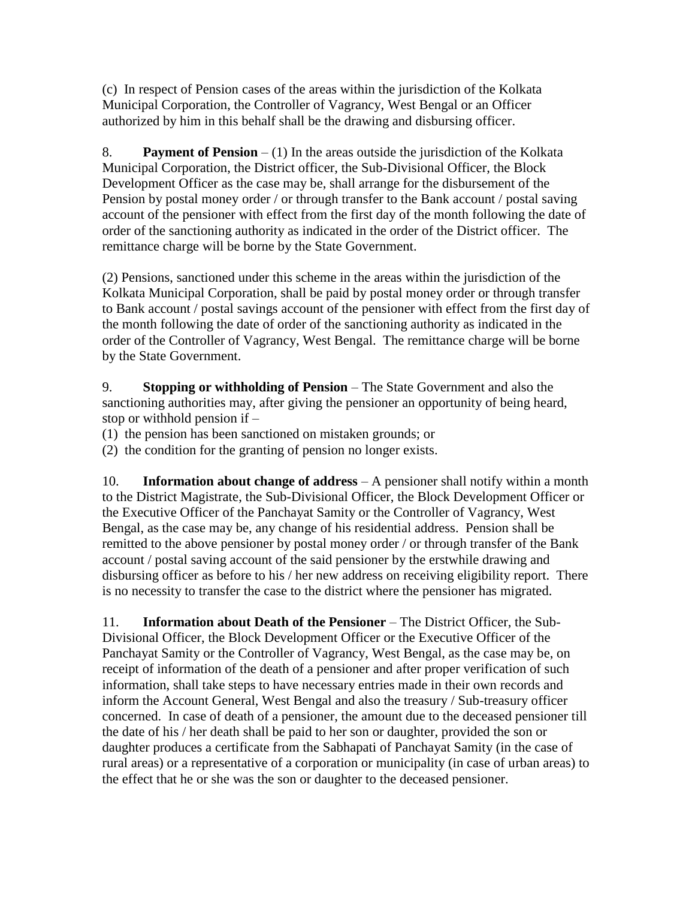(c) In respect of Pension cases of the areas within the jurisdiction of the Kolkata Municipal Corporation, the Controller of Vagrancy, West Bengal or an Officer authorized by him in this behalf shall be the drawing and disbursing officer.

8. **Payment of Pension** – (1) In the areas outside the jurisdiction of the Kolkata Municipal Corporation, the District officer, the Sub-Divisional Officer, the Block Development Officer as the case may be, shall arrange for the disbursement of the Pension by postal money order / or through transfer to the Bank account / postal saving account of the pensioner with effect from the first day of the month following the date of order of the sanctioning authority as indicated in the order of the District officer. The remittance charge will be borne by the State Government.

(2) Pensions, sanctioned under this scheme in the areas within the jurisdiction of the Kolkata Municipal Corporation, shall be paid by postal money order or through transfer to Bank account / postal savings account of the pensioner with effect from the first day of the month following the date of order of the sanctioning authority as indicated in the order of the Controller of Vagrancy, West Bengal. The remittance charge will be borne by the State Government.

9. **Stopping or withholding of Pension** – The State Government and also the sanctioning authorities may, after giving the pensioner an opportunity of being heard, stop or withhold pension if –
(1) the pension has been sanctioned on mistaken grounds; or
(2) the condition for the granting of pension no longer exists.

10. **Information about change of address** – A pensioner shall notify within a month to the District Magistrate, the Sub-Divisional Officer, the Block Development Officer or the Executive Officer of the Panchayat Samity or the Controller of Vagrancy, West Bengal, as the case may be, any change of his residential address. Pension shall be remitted to the above pensioner by postal money order / or through transfer of the Bank account / postal saving account of the said pensioner by the erstwhile drawing and disbursing officer as before to his / her new address on receiving eligibility report. There is no necessity to transfer the case to the district where the pensioner has migrated.

11. **Information about Death of the Pensioner** – The District Officer, the Sub-Divisional Officer, the Block Development Officer or the Executive Officer of the Panchayat Samity or the Controller of Vagrancy, West Bengal, as the case may be, on receipt of information of the death of a pensioner and after proper verification of such information, shall take steps to have necessary entries made in their own records and inform the Account General, West Bengal and also the treasury / Sub-treasury officer concerned. In case of death of a pensioner, the amount due to the deceased pensioner till the date of his / her death shall be paid to her son or daughter, provided the son or daughter produces a certificate from the Sabhapati of Panchayat Samity (in the case of rural areas) or a representative of a corporation or municipality (in case of urban areas) to the effect that he or she was the son or daughter to the deceased pensioner.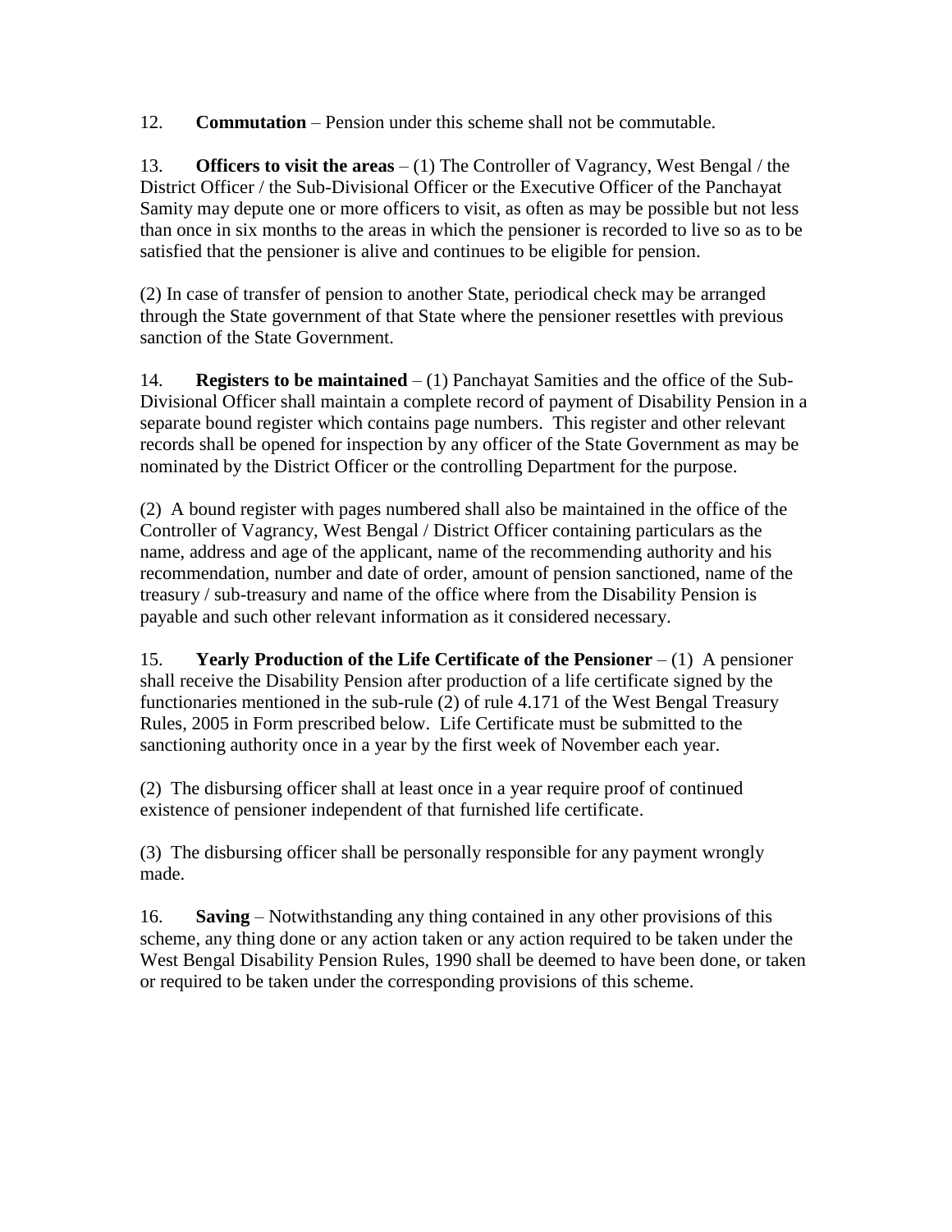12. **Commutation** – Pension under this scheme shall not be commutable.

13. **Officers to visit the areas** – (1) The Controller of Vagrancy, West Bengal / the District Officer / the Sub-Divisional Officer or the Executive Officer of the Panchayat Samity may depute one or more officers to visit, as often as may be possible but not less than once in six months to the areas in which the pensioner is recorded to live so as to be satisfied that the pensioner is alive and continues to be eligible for pension.

(2) In case of transfer of pension to another State, periodical check may be arranged through the State government of that State where the pensioner resettles with previous sanction of the State Government.

14. **Registers to be maintained** – (1) Panchayat Samities and the office of the Sub-Divisional Officer shall maintain a complete record of payment of Disability Pension in a separate bound register which contains page numbers. This register and other relevant records shall be opened for inspection by any officer of the State Government as may be nominated by the District Officer or the controlling Department for the purpose.

(2) A bound register with pages numbered shall also be maintained in the office of the Controller of Vagrancy, West Bengal / District Officer containing particulars as the name, address and age of the applicant, name of the recommending authority and his recommendation, number and date of order, amount of pension sanctioned, name of the treasury / sub-treasury and name of the office where from the Disability Pension is payable and such other relevant information as it considered necessary.

15. **Yearly Production of the Life Certificate of the Pensioner** – (1) A pensioner shall receive the Disability Pension after production of a life certificate signed by the functionaries mentioned in the sub-rule (2) of rule 4.171 of the West Bengal Treasury Rules, 2005 in Form prescribed below. Life Certificate must be submitted to the sanctioning authority once in a year by the first week of November each year.

(2) The disbursing officer shall at least once in a year require proof of continued existence of pensioner independent of that furnished life certificate.

(3) The disbursing officer shall be personally responsible for any payment wrongly made.

16. **Saving** – Notwithstanding any thing contained in any other provisions of this scheme, any thing done or any action taken or any action required to be taken under the West Bengal Disability Pension Rules, 1990 shall be deemed to have been done, or taken or required to be taken under the corresponding provisions of this scheme.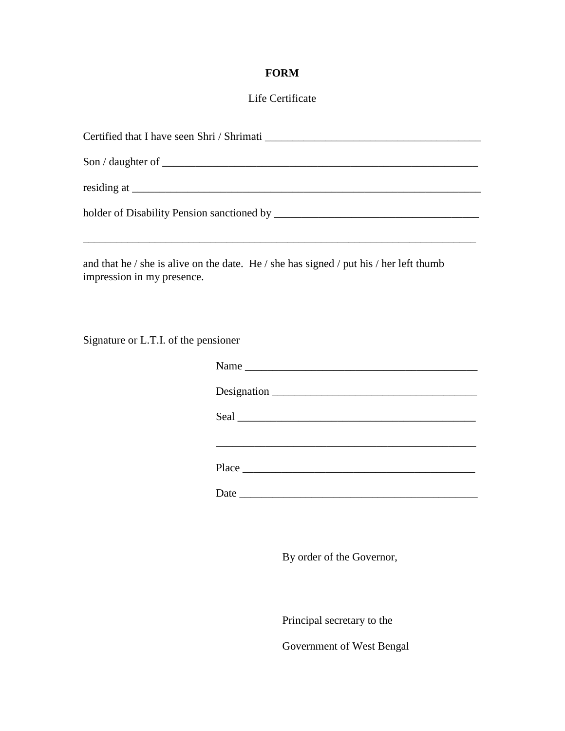**FORM**

Life Certificate

Certified that I have seen Shri / Shrimati ________________________________________

Son / daughter of ____________________________________________________________

residing at __________________________________________________________________

holder of Disability Pension sanctioned by _____________________________________

____________________________________________________________________________

and that he / she is alive on the date. He / she has signed / put his / her left thumb impression in my presence.

Signature or L.T.I. of the pensioner

Name ___________________________________________

Designation ______________________________________

Seal ____________________________________________

_______________________________________________

Place ___________________________________________

Date ____________________________________________

By order of the Governor,

Principal secretary to the

Government of West Bengal